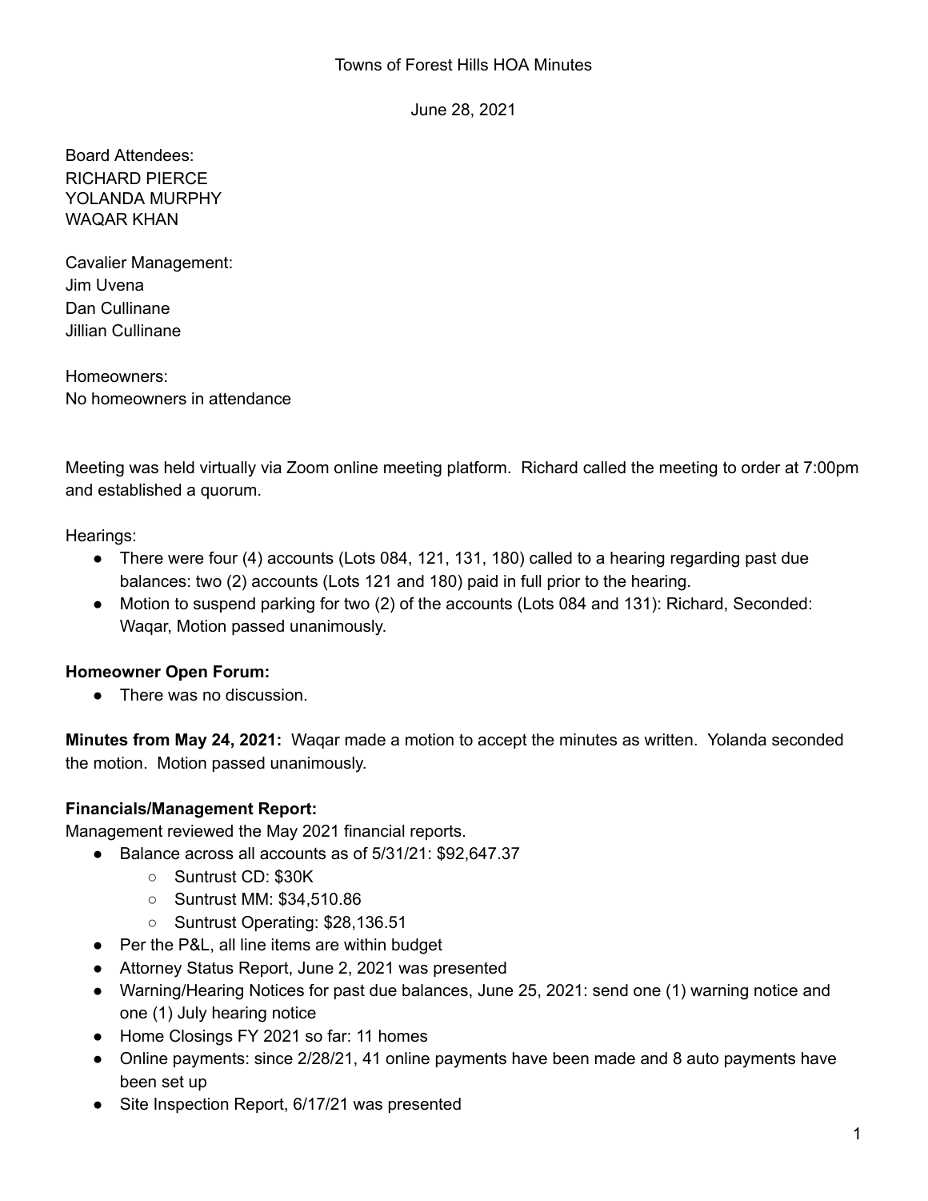Towns of Forest Hills HOA Minutes

June 28, 2021

Board Attendees:
RICHARD PIERCE
YOLANDA MURPHY
WAQAR KHAN

Cavalier Management:
Jim Uvena
Dan Cullinane
Jillian Cullinane

Homeowners:
No homeowners in attendance

Meeting was held virtually via Zoom online meeting platform. Richard called the meeting to order at 7:00pm and established a quorum.

Hearings:

- There were four (4) accounts (Lots 084, 121, 131, 180) called to a hearing regarding past due balances: two (2) accounts (Lots 121 and 180) paid in full prior to the hearing.
- Motion to suspend parking for two (2) of the accounts (Lots 084 and 131): Richard, Seconded: Waqar, Motion passed unanimously.

**Homeowner Open Forum:**

- There was no discussion.

**Minutes from May 24, 2021:** Waqar made a motion to accept the minutes as written. Yolanda seconded the motion. Motion passed unanimously.

**Financials/Management Report:**
Management reviewed the May 2021 financial reports.

- Balance across all accounts as of 5/31/21: $92,647.37
  - Suntrust CD: $30K
  - Suntrust MM: $34,510.86
  - Suntrust Operating: $28,136.51
- Per the P&L, all line items are within budget
- Attorney Status Report, June 2, 2021 was presented
- Warning/Hearing Notices for past due balances, June 25, 2021: send one (1) warning notice and one (1) July hearing notice
- Home Closings FY 2021 so far: 11 homes
- Online payments: since 2/28/21, 41 online payments have been made and 8 auto payments have been set up
- Site Inspection Report, 6/17/21 was presented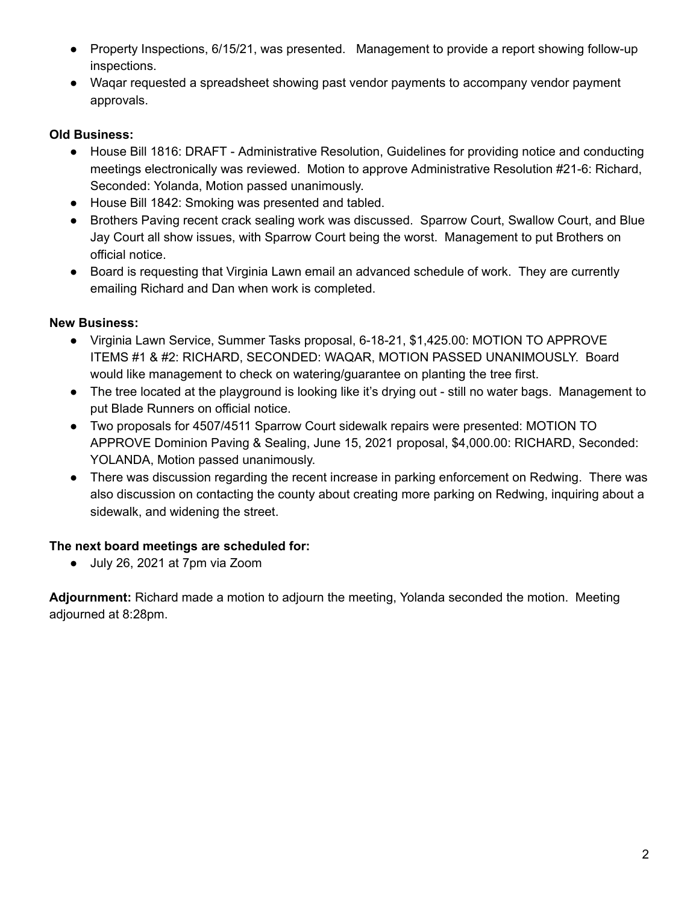- Property Inspections, 6/15/21, was presented. Management to provide a report showing follow-up inspections.
- Waqar requested a spreadsheet showing past vendor payments to accompany vendor payment approvals.

**Old Business:**

- House Bill 1816: DRAFT - Administrative Resolution, Guidelines for providing notice and conducting meetings electronically was reviewed. Motion to approve Administrative Resolution #21-6: Richard, Seconded: Yolanda, Motion passed unanimously.
- House Bill 1842: Smoking was presented and tabled.
- Brothers Paving recent crack sealing work was discussed. Sparrow Court, Swallow Court, and Blue Jay Court all show issues, with Sparrow Court being the worst. Management to put Brothers on official notice.
- Board is requesting that Virginia Lawn email an advanced schedule of work. They are currently emailing Richard and Dan when work is completed.

**New Business:**

- Virginia Lawn Service, Summer Tasks proposal, 6-18-21, $1,425.00: MOTION TO APPROVE ITEMS #1 & #2: RICHARD, SECONDED: WAQAR, MOTION PASSED UNANIMOUSLY. Board would like management to check on watering/guarantee on planting the tree first.
- The tree located at the playground is looking like it's drying out - still no water bags. Management to put Blade Runners on official notice.
- Two proposals for 4507/4511 Sparrow Court sidewalk repairs were presented: MOTION TO APPROVE Dominion Paving & Sealing, June 15, 2021 proposal, $4,000.00: RICHARD, Seconded: YOLANDA, Motion passed unanimously.
- There was discussion regarding the recent increase in parking enforcement on Redwing. There was also discussion on contacting the county about creating more parking on Redwing, inquiring about a sidewalk, and widening the street.

**The next board meetings are scheduled for:**

- July 26, 2021 at 7pm via Zoom

**Adjournment:** Richard made a motion to adjourn the meeting, Yolanda seconded the motion. Meeting adjourned at 8:28pm.